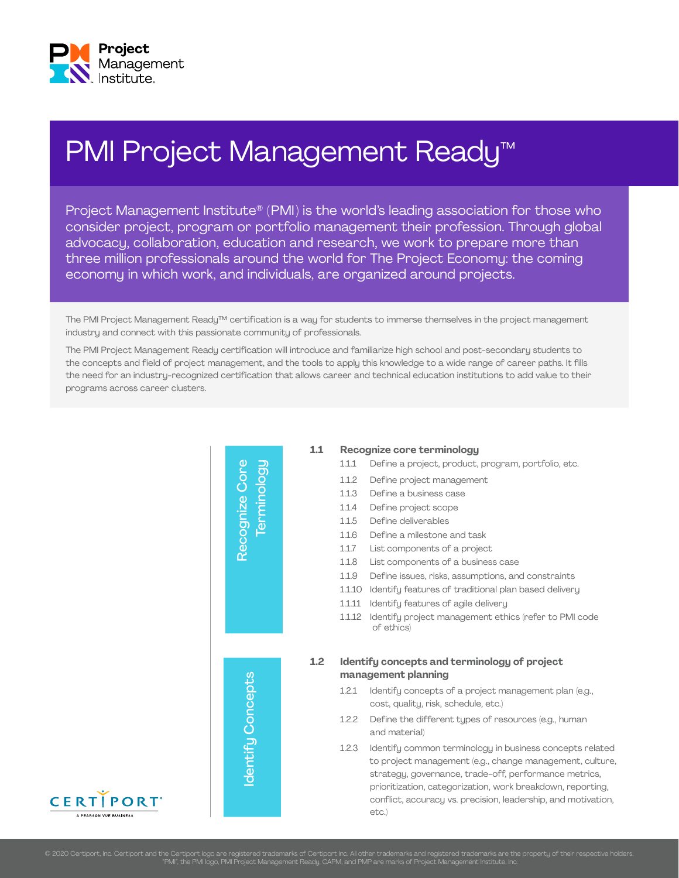# PMI Project Management Ready™

Project Management Institute® (PMI) is the world's leading association for those who consider project, program or portfolio management their profession. Through global advocacy, collaboration, education and research, we work to prepare more than three million professionals around the world for The Project Economy: the coming economy in which work, and individuals, are organized around projects.

The PMI Project Management Ready™ certification is a way for students to immerse themselves in the project management industry and connect with this passionate community of professionals.

The PMI Project Management Ready certification will introduce and familiarize high school and post-secondary students to the concepts and field of project management, and the tools to apply this knowledge to a wide range of career paths. It fills the need for an industry-recognized certification that allows career and technical education institutions to add value to their programs across career clusters.

## Recognize Core Terminology

**1.1 Recognize core terminology**

- 1.1.1 Define a project, product, program, portfolio, etc.
- 1.1.2 Define project management
- 1.1.3 Define a business case
- 1.1.4 Define project scope
- 1.1.5 Define deliverables
- 1.1.6 Define a milestone and task
- 1.1.7 List components of a project
- 1.1.8 List components of a business case
- 1.1.9 Define issues, risks, assumptions, and constraints
- 1.1.10 Identify features of traditional plan based delivery
- 1.1.11 Identify features of agile delivery
- 1.1.12 Identify project management ethics (refer to PMI code of ethics)

## Identify Concepts

**1.2 Identify concepts and terminology of project management planning**

- 1.2.1 Identify concepts of a project management plan (e.g., cost, quality, risk, schedule, etc.)
- 1.2.2 Define the different types of resources (e.g., human and material)
- 1.2.3 Identify common terminology in business concepts related to project management (e.g., change management, culture, strategy, governance, trade-off, performance metrics, prioritization, categorization, work breakdown, reporting, conflict, accuracy vs. precision, leadership, and motivation, etc.)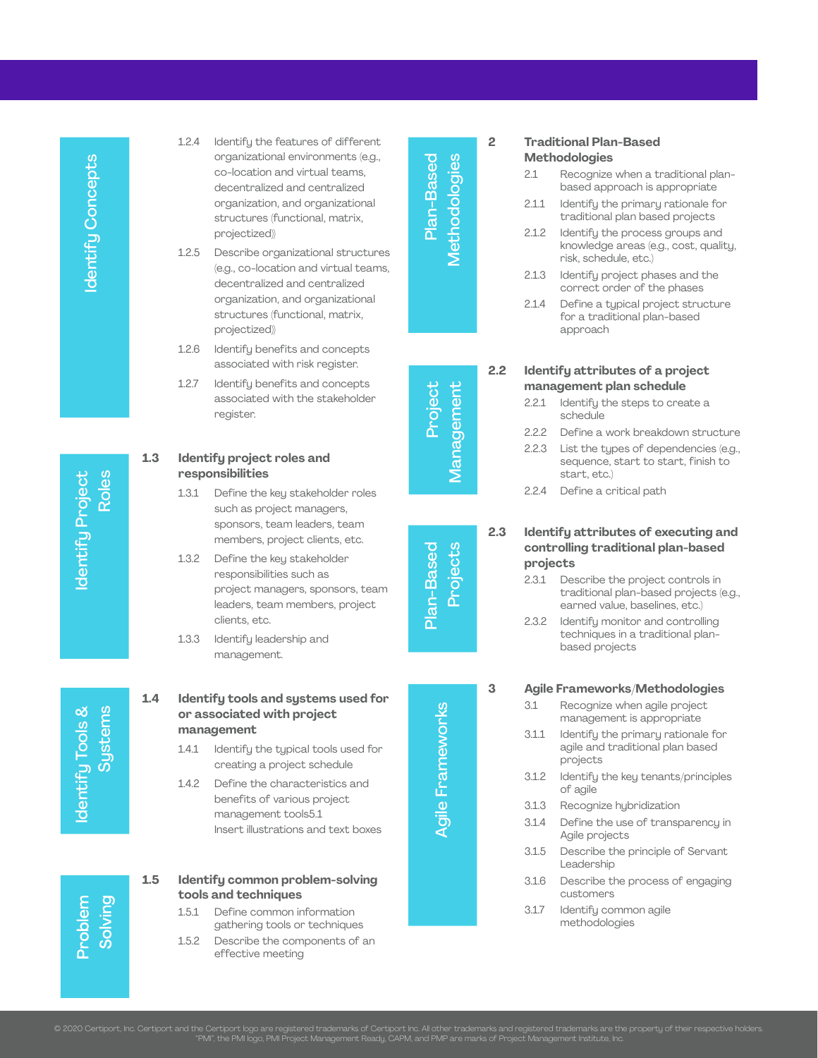**Identify Concepts**

- 1.2.4 Identify the features of different organizational environments (e.g., co-location and virtual teams, decentralized and centralized organization, and organizational structures (functional, matrix, projectized))
- 1.2.5 Describe organizational structures (e.g., co-location and virtual teams, decentralized and centralized organization, and organizational structures (functional, matrix, projectized))
- 1.2.6 Identify benefits and concepts associated with risk register.
- 1.2.7 Identify benefits and concepts associated with the stakeholder register.

**Identify Project Roles**

### 1.3 Identify project roles and responsibilities

- 1.3.1 Define the key stakeholder roles such as project managers, sponsors, team leaders, team members, project clients, etc.
- 1.3.2 Define the key stakeholder responsibilities such as project managers, sponsors, team leaders, team members, project clients, etc.
- 1.3.3 Identify leadership and management.

**Identify Tools & Systems**

### 1.4 Identify tools and systems used for or associated with project management

- 1.4.1 Identify the typical tools used for creating a project schedule
- 1.4.2 Define the characteristics and benefits of various project management tools5.1 Insert illustrations and text boxes

**Problem Solving**

### 1.5 Identify common problem-solving tools and techniques

- 1.5.1 Define common information gathering tools or techniques
- 1.5.2 Describe the components of an effective meeting

**Plan-Based Methodologies**

## 2 Traditional Plan-Based Methodologies

- 2.1 Recognize when a traditional plan-based approach is appropriate
- 2.1.1 Identify the primary rationale for traditional plan based projects
- 2.1.2 Identify the process groups and knowledge areas (e.g., cost, quality, risk, schedule, etc.)
- 2.1.3 Identify project phases and the correct order of the phases
- 2.1.4 Define a typical project structure for a traditional plan-based approach

**Project Management**

### 2.2 Identify attributes of a project management plan schedule

- 2.2.1 Identify the steps to create a schedule
- 2.2.2 Define a work breakdown structure
- 2.2.3 List the types of dependencies (e.g., sequence, start to start, finish to start, etc.)
- 2.2.4 Define a critical path

**Plan-Based Projects**

### 2.3 Identify attributes of executing and controlling traditional plan-based projects

- 2.3.1 Describe the project controls in traditional plan-based projects (e.g., earned value, baselines, etc.)
- 2.3.2 Identify monitor and controlling techniques in a traditional plan-based projects

**Agile Frameworks**

## 3 Agile Frameworks/Methodologies

- 3.1 Recognize when agile project management is appropriate
- 3.1.1 Identify the primary rationale for agile and traditional plan based projects
- 3.1.2 Identify the key tenants/principles of agile
- 3.1.3 Recognize hybridization
- 3.1.4 Define the use of transparency in Agile projects
- 3.1.5 Describe the principle of Servant Leadership
- 3.1.6 Describe the process of engaging customers
- 3.1.7 Identify common agile methodologies

© 2020 Certiport, Inc. Certiport and the Certiport logo are registered trademarks of Certiport Inc. All other trademarks and registered trademarks are the property of their respective holders. "PMI", the PMI logo, PMI Project Management Ready, CAPM, and PMP are marks of Project Management Institute, Inc.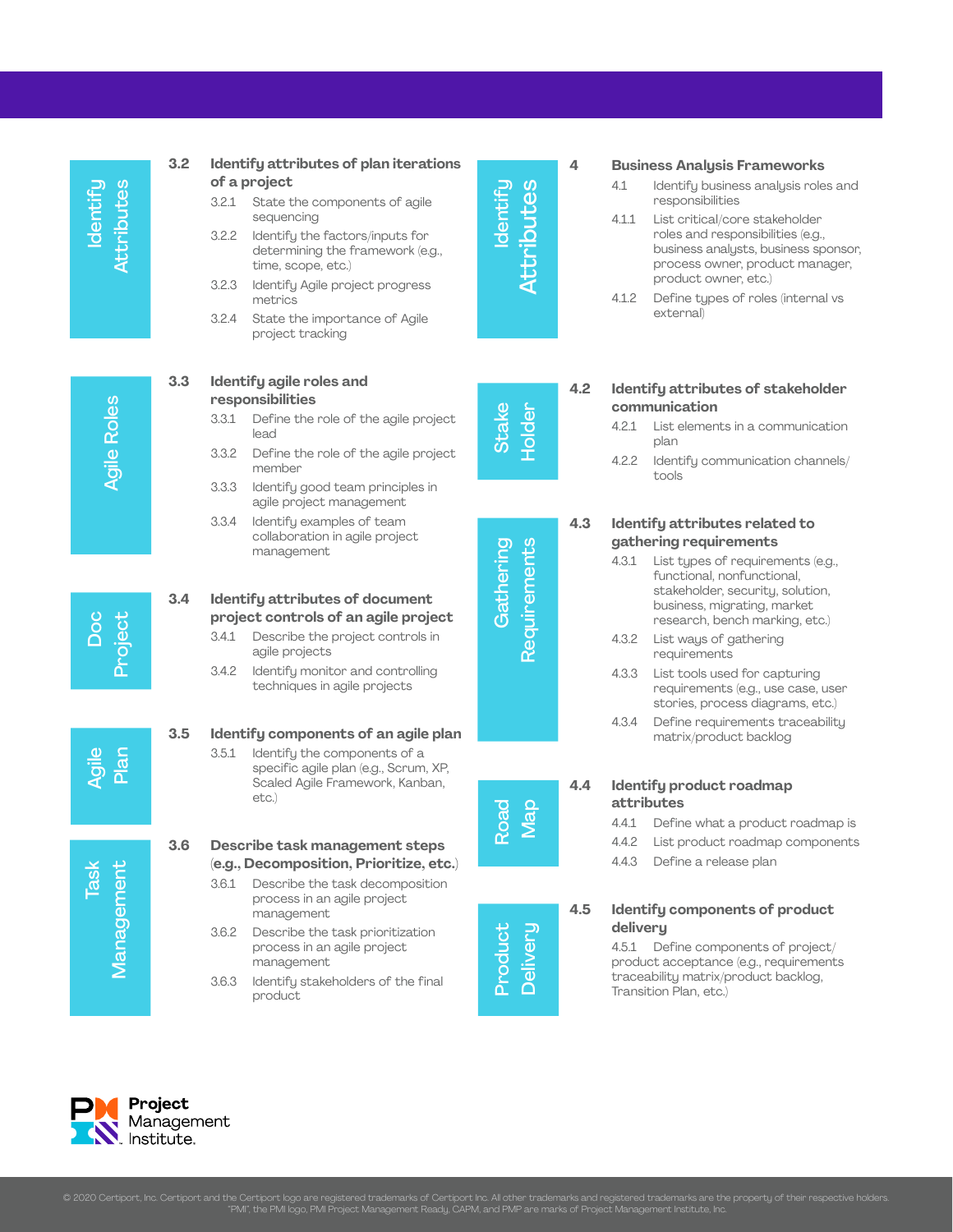**Identify Attributes**

### 3.2 Identify attributes of plan iterations of a project

- 3.2.1 State the components of agile sequencing
- 3.2.2 Identify the factors/inputs for determining the framework (e.g., time, scope, etc.)
- 3.2.3 Identify Agile project progress metrics
- 3.2.4 State the importance of Agile project tracking

**Agile Roles**

### 3.3 Identify agile roles and responsibilities

- 3.3.1 Define the role of the agile project lead
- 3.3.2 Define the role of the agile project member
- 3.3.3 Identify good team principles in agile project management
- 3.3.4 Identify examples of team collaboration in agile project management

**Doc Project**

### 3.4 Identify attributes of document project controls of an agile project

- 3.4.1 Describe the project controls in agile projects
- 3.4.2 Identify monitor and controlling techniques in agile projects

**Agile Plan**

### 3.5 Identify components of an agile plan

- 3.5.1 Identify the components of a specific agile plan (e.g., Scrum, XP, Scaled Agile Framework, Kanban, etc.)

**Task Management**

### 3.6 Describe task management steps (e.g., Decomposition, Prioritize, etc.)

- 3.6.1 Describe the task decomposition process in an agile project management
- 3.6.2 Describe the task prioritization process in an agile project management
- 3.6.3 Identify stakeholders of the final product

**Identify Attributes**

## 4 Business Analysis Frameworks

- 4.1 Identify business analysis roles and responsibilities
- 4.1.1 List critical/core stakeholder roles and responsibilities (e.g., business analysts, business sponsor, process owner, product manager, product owner, etc.)
- 4.1.2 Define types of roles (internal vs external)

**Stake Holder**

### 4.2 Identify attributes of stakeholder communication

- 4.2.1 List elements in a communication plan
- 4.2.2 Identify communication channels/ tools

**Gathering Requirements**

### 4.3 Identify attributes related to gathering requirements

- 4.3.1 List types of requirements (e.g., functional, nonfunctional, stakeholder, security, solution, business, migrating, market research, bench marking, etc.)
- 4.3.2 List ways of gathering requirements
- 4.3.3 List tools used for capturing requirements (e.g., use case, user stories, process diagrams, etc.)
- 4.3.4 Define requirements traceability matrix/product backlog

**Road Map**

### 4.4 Identify product roadmap attributes

- 4.4.1 Define what a product roadmap is
- 4.4.2 List product roadmap components
- 4.4.3 Define a release plan

**Product Delivery**

### 4.5 Identify components of product delivery

- 4.5.1 Define components of project/ product acceptance (e.g., requirements traceability matrix/product backlog, Transition Plan, etc.)

Project Management Institute.

© 2020 Certiport, Inc. Certiport and the Certiport logo are registered trademarks of Certiport Inc. All other trademarks and registered trademarks are the property of their respective holders. "PMI", the PMI logo, PMI Project Management Ready, CAPM, and PMP are marks of Project Management Institute, Inc.